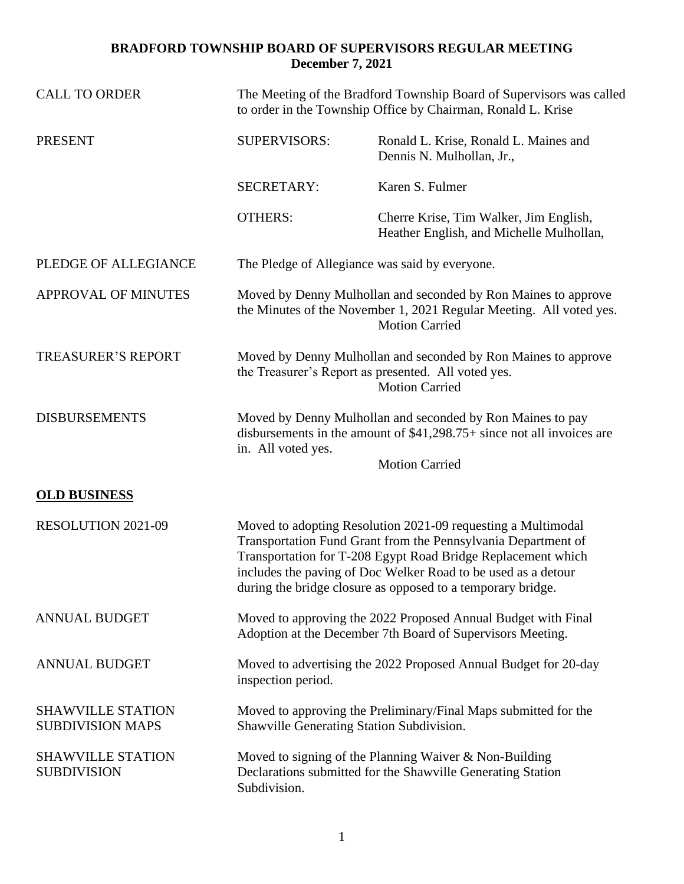# BRADFORD TOWNSHIP BOARD OF SUPERVISORS REGULAR MEETING
## December 7, 2021

CALL TO ORDER — The Meeting of the Bradford Township Board of Supervisors was called to order in the Township Office by Chairman, Ronald L. Krise

PRESENT

| | |
|---|---|
| SUPERVISORS: | Ronald L. Krise, Ronald L. Maines and Dennis N. Mulhollan, Jr., |
| SECRETARY: | Karen S. Fulmer |
| OTHERS: | Cherre Krise, Tim Walker, Jim English, Heather English, and Michelle Mulhollan, |

PLEDGE OF ALLEGIANCE — The Pledge of Allegiance was said by everyone.

APPROVAL OF MINUTES — Moved by Denny Mulhollan and seconded by Ron Maines to approve the Minutes of the November 1, 2021 Regular Meeting. All voted yes.
Motion Carried

TREASURER'S REPORT — Moved by Denny Mulhollan and seconded by Ron Maines to approve the Treasurer's Report as presented. All voted yes.
Motion Carried

DISBURSEMENTS — Moved by Denny Mulhollan and seconded by Ron Maines to pay disbursements in the amount of $41,298.75+ since not all invoices are in. All voted yes.
Motion Carried

**OLD BUSINESS**

RESOLUTION 2021-09 — Moved to adopting Resolution 2021-09 requesting a Multimodal Transportation Fund Grant from the Pennsylvania Department of Transportation for T-208 Egypt Road Bridge Replacement which includes the paving of Doc Welker Road to be used as a detour during the bridge closure as opposed to a temporary bridge.

ANNUAL BUDGET — Moved to approving the 2022 Proposed Annual Budget with Final Adoption at the December 7th Board of Supervisors Meeting.

ANNUAL BUDGET — Moved to advertising the 2022 Proposed Annual Budget for 20-day inspection period.

SHAWVILLE STATION SUBDIVISION MAPS — Moved to approving the Preliminary/Final Maps submitted for the Shawville Generating Station Subdivision.

SHAWVILLE STATION SUBDIVISION — Moved to signing of the Planning Waiver & Non-Building Declarations submitted for the Shawville Generating Station Subdivision.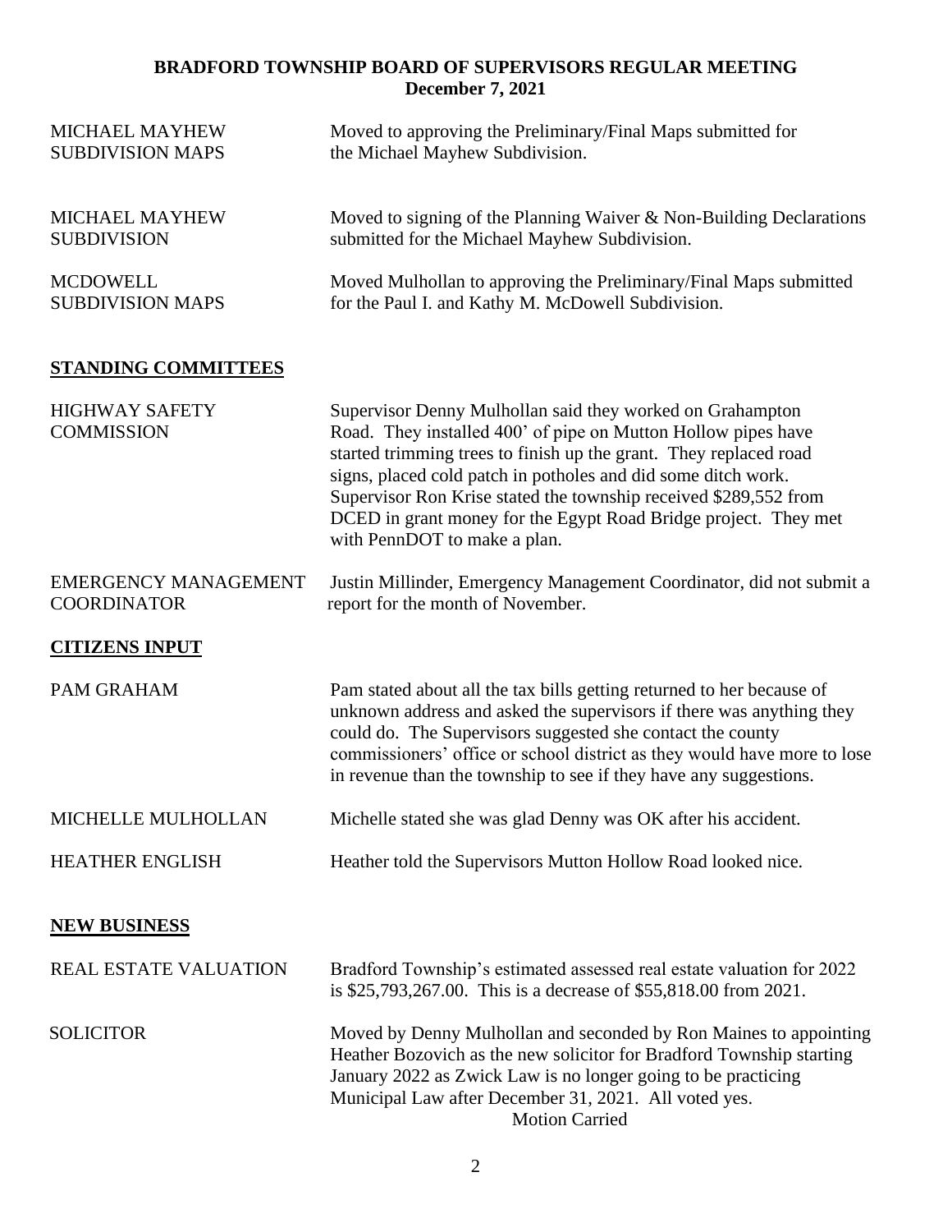# BRADFORD TOWNSHIP BOARD OF SUPERVISORS REGULAR MEETING
## December 7, 2021

| | |
|---|---|
| MICHAEL MAYHEW SUBDIVISION MAPS | Moved to approving the Preliminary/Final Maps submitted for the Michael Mayhew Subdivision. |
| MICHAEL MAYHEW SUBDIVISION | Moved to signing of the Planning Waiver & Non-Building Declarations submitted for the Michael Mayhew Subdivision. |
| MCDOWELL SUBDIVISION MAPS | Moved Mulhollan to approving the Preliminary/Final Maps submitted for the Paul I. and Kathy M. McDowell Subdivision. |

## **STANDING COMMITTEES**

| | |
|---|---|
| HIGHWAY SAFETY COMMISSION | Supervisor Denny Mulhollan said they worked on Grahampton Road. They installed 400' of pipe on Mutton Hollow pipes have started trimming trees to finish up the grant. They replaced road signs, placed cold patch in potholes and did some ditch work. Supervisor Ron Krise stated the township received $289,552 from DCED in grant money for the Egypt Road Bridge project. They met with PennDOT to make a plan. |
| EMERGENCY MANAGEMENT COORDINATOR | Justin Millinder, Emergency Management Coordinator, did not submit a report for the month of November. |

## **CITIZENS INPUT**

| | |
|---|---|
| PAM GRAHAM | Pam stated about all the tax bills getting returned to her because of unknown address and asked the supervisors if there was anything they could do. The Supervisors suggested she contact the county commissioners' office or school district as they would have more to lose in revenue than the township to see if they have any suggestions. |
| MICHELLE MULHOLLAN | Michelle stated she was glad Denny was OK after his accident. |
| HEATHER ENGLISH | Heather told the Supervisors Mutton Hollow Road looked nice. |

## **NEW BUSINESS**

| | |
|---|---|
| REAL ESTATE VALUATION | Bradford Township's estimated assessed real estate valuation for 2022 is $25,793,267.00. This is a decrease of $55,818.00 from 2021. |
| SOLICITOR | Moved by Denny Mulhollan and seconded by Ron Maines to appointing Heather Bozovich as the new solicitor for Bradford Township starting January 2022 as Zwick Law is no longer going to be practicing Municipal Law after December 31, 2021. All voted yes. Motion Carried |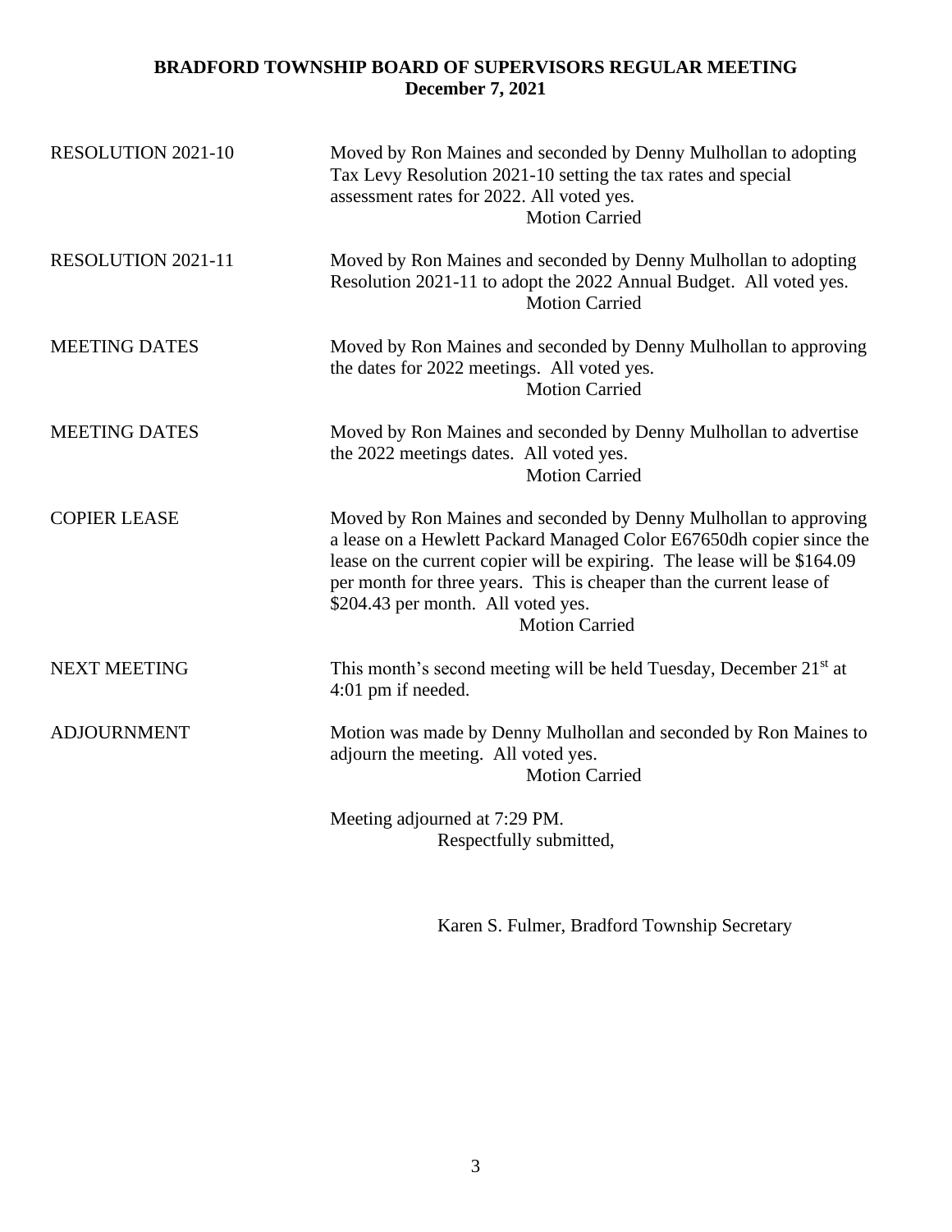**BRADFORD TOWNSHIP BOARD OF SUPERVISORS REGULAR MEETING**
**December 7, 2021**

| | |
|---|---|
| RESOLUTION 2021-10 | Moved by Ron Maines and seconded by Denny Mulhollan to adopting Tax Levy Resolution 2021-10 setting the tax rates and special assessment rates for 2022. All voted yes. Motion Carried |
| RESOLUTION 2021-11 | Moved by Ron Maines and seconded by Denny Mulhollan to adopting Resolution 2021-11 to adopt the 2022 Annual Budget. All voted yes. Motion Carried |
| MEETING DATES | Moved by Ron Maines and seconded by Denny Mulhollan to approving the dates for 2022 meetings. All voted yes. Motion Carried |
| MEETING DATES | Moved by Ron Maines and seconded by Denny Mulhollan to advertise the 2022 meetings dates. All voted yes. Motion Carried |
| COPIER LEASE | Moved by Ron Maines and seconded by Denny Mulhollan to approving a lease on a Hewlett Packard Managed Color E67650dh copier since the lease on the current copier will be expiring. The lease will be $164.09 per month for three years. This is cheaper than the current lease of $204.43 per month. All voted yes. Motion Carried |
| NEXT MEETING | This month's second meeting will be held Tuesday, December 21st at 4:01 pm if needed. |
| ADJOURNMENT | Motion was made by Denny Mulhollan and seconded by Ron Maines to adjourn the meeting. All voted yes. Motion Carried |

Meeting adjourned at 7:29 PM.

Respectfully submitted,

Karen S. Fulmer, Bradford Township Secretary